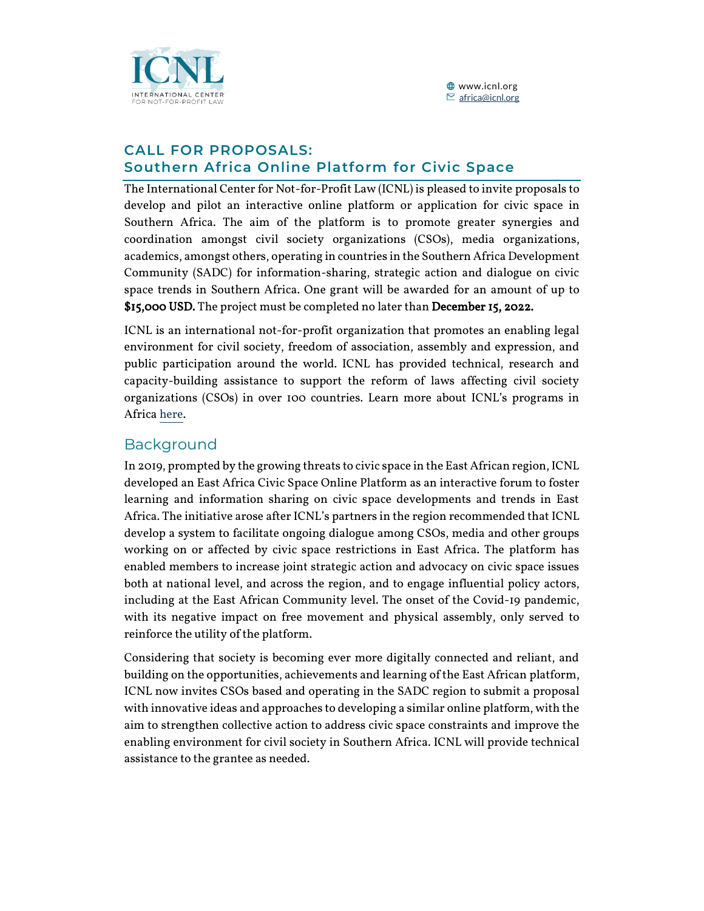ICNL
INTERNATIONAL CENTER FOR NOT-FOR-PROFIT LAW

www.icnl.org
africa@icnl.org

# CALL FOR PROPOSALS: Southern Africa Online Platform for Civic Space

The International Center for Not-for-Profit Law (ICNL) is pleased to invite proposals to develop and pilot an interactive online platform or application for civic space in Southern Africa. The aim of the platform is to promote greater synergies and coordination amongst civil society organizations (CSOs), media organizations, academics, amongst others, operating in countries in the Southern Africa Development Community (SADC) for information-sharing, strategic action and dialogue on civic space trends in Southern Africa. One grant will be awarded for an amount of up to **$15,000 USD.** The project must be completed no later than **December 15, 2022.**

ICNL is an international not-for-profit organization that promotes an enabling legal environment for civil society, freedom of association, assembly and expression, and public participation around the world. ICNL has provided technical, research and capacity-building assistance to support the reform of laws affecting civil society organizations (CSOs) in over 100 countries. Learn more about ICNL's programs in Africa here.

## Background

In 2019, prompted by the growing threats to civic space in the East African region, ICNL developed an East Africa Civic Space Online Platform as an interactive forum to foster learning and information sharing on civic space developments and trends in East Africa. The initiative arose after ICNL's partners in the region recommended that ICNL develop a system to facilitate ongoing dialogue among CSOs, media and other groups working on or affected by civic space restrictions in East Africa. The platform has enabled members to increase joint strategic action and advocacy on civic space issues both at national level, and across the region, and to engage influential policy actors, including at the East African Community level. The onset of the Covid-19 pandemic, with its negative impact on free movement and physical assembly, only served to reinforce the utility of the platform.

Considering that society is becoming ever more digitally connected and reliant, and building on the opportunities, achievements and learning of the East African platform, ICNL now invites CSOs based and operating in the SADC region to submit a proposal with innovative ideas and approaches to developing a similar online platform, with the aim to strengthen collective action to address civic space constraints and improve the enabling environment for civil society in Southern Africa. ICNL will provide technical assistance to the grantee as needed.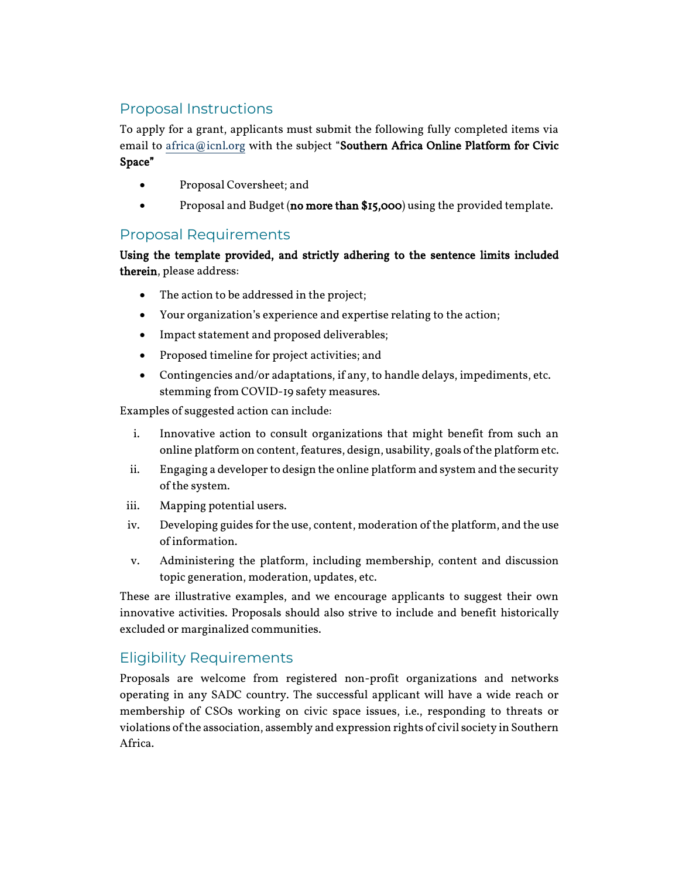## Proposal Instructions

To apply for a grant, applicants must submit the following fully completed items via email to africa@icnl.org with the subject "**Southern Africa Online Platform for Civic Space**"

- Proposal Coversheet; and
- Proposal and Budget (**no more than $15,000**) using the provided template.

## Proposal Requirements

**Using the template provided, and strictly adhering to the sentence limits included therein**, please address:

- The action to be addressed in the project;
- Your organization's experience and expertise relating to the action;
- Impact statement and proposed deliverables;
- Proposed timeline for project activities; and
- Contingencies and/or adaptations, if any, to handle delays, impediments, etc. stemming from COVID-19 safety measures.

Examples of suggested action can include:

i. Innovative action to consult organizations that might benefit from such an online platform on content, features, design, usability, goals of the platform etc.
ii. Engaging a developer to design the online platform and system and the security of the system.
iii. Mapping potential users.
iv. Developing guides for the use, content, moderation of the platform, and the use of information.
v. Administering the platform, including membership, content and discussion topic generation, moderation, updates, etc.

These are illustrative examples, and we encourage applicants to suggest their own innovative activities. Proposals should also strive to include and benefit historically excluded or marginalized communities.

## Eligibility Requirements

Proposals are welcome from registered non-profit organizations and networks operating in any SADC country. The successful applicant will have a wide reach or membership of CSOs working on civic space issues, i.e., responding to threats or violations of the association, assembly and expression rights of civil society in Southern Africa.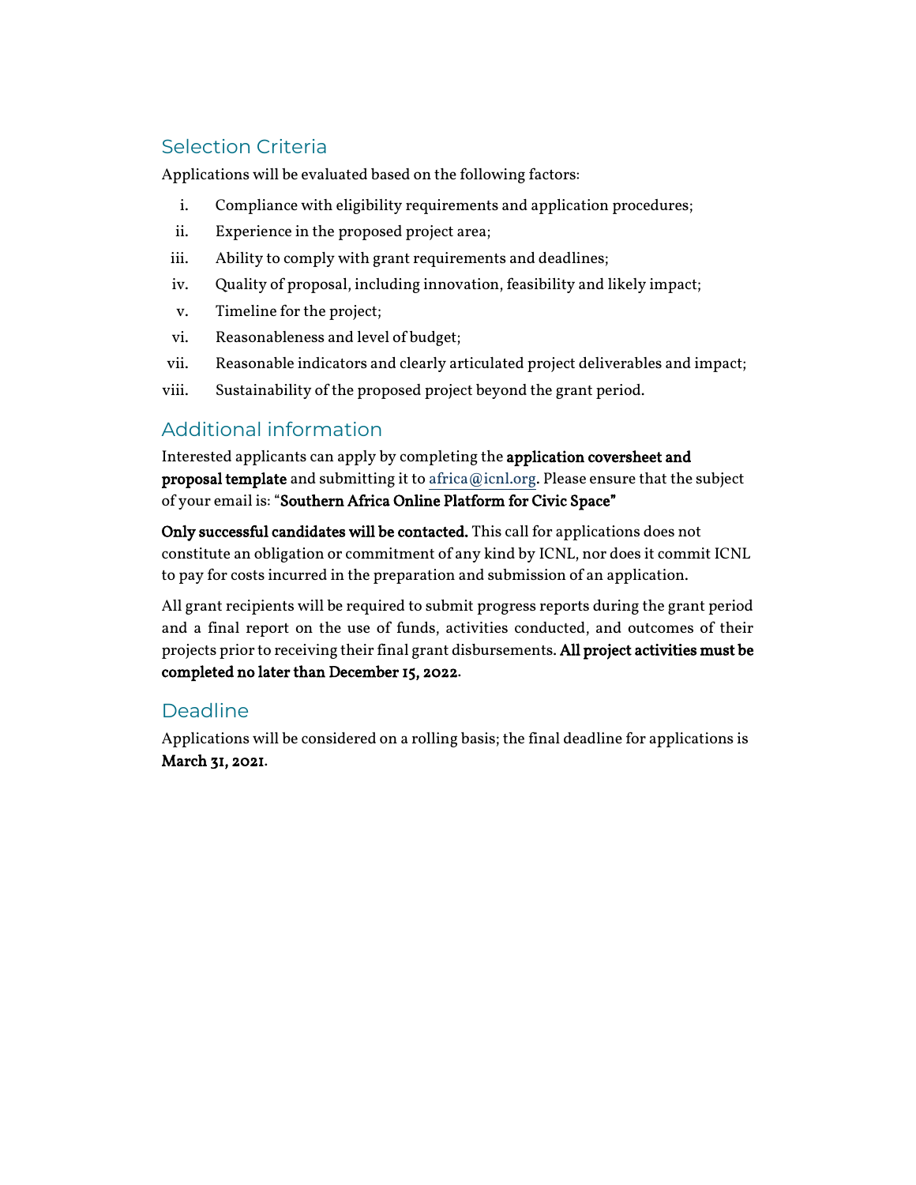## Selection Criteria

Applications will be evaluated based on the following factors:

i. Compliance with eligibility requirements and application procedures;
ii. Experience in the proposed project area;
iii. Ability to comply with grant requirements and deadlines;
iv. Quality of proposal, including innovation, feasibility and likely impact;
v. Timeline for the project;
vi. Reasonableness and level of budget;
vii. Reasonable indicators and clearly articulated project deliverables and impact;
viii. Sustainability of the proposed project beyond the grant period.

## Additional information

Interested applicants can apply by completing the **application coversheet and proposal template** and submitting it to africa@icnl.org. Please ensure that the subject of your email is: "**Southern Africa Online Platform for Civic Space"**

**Only successful candidates will be contacted.** This call for applications does not constitute an obligation or commitment of any kind by ICNL, nor does it commit ICNL to pay for costs incurred in the preparation and submission of an application.

All grant recipients will be required to submit progress reports during the grant period and a final report on the use of funds, activities conducted, and outcomes of their projects prior to receiving their final grant disbursements. **All project activities must be completed no later than December 15, 2022**.

## Deadline

Applications will be considered on a rolling basis; the final deadline for applications is **March 31, 2021**.